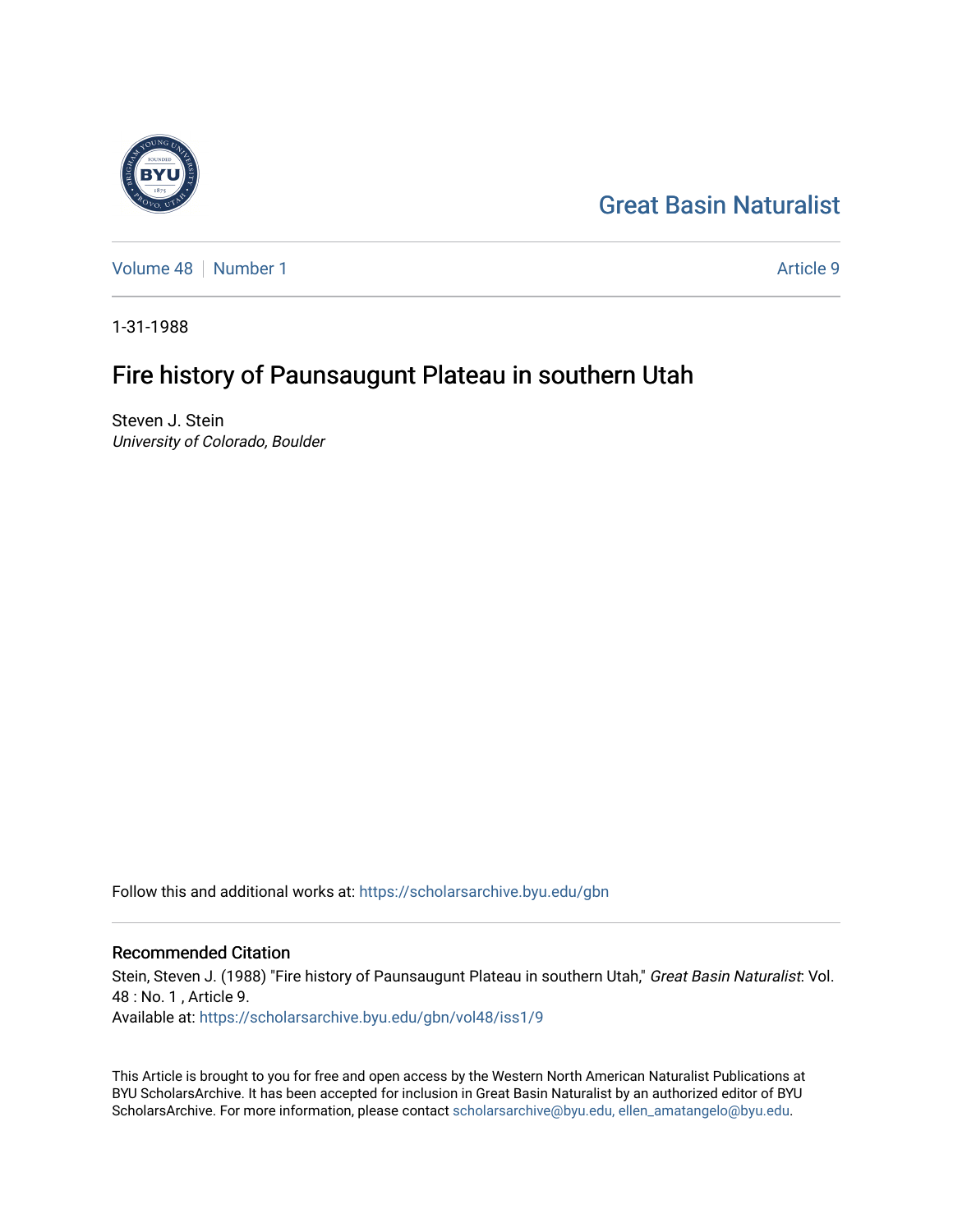Great Basin Naturalist

Volume 48 | Number 1 | Article 9

1-31-1988

# Fire history of Paunsaugunt Plateau in southern Utah

Steven J. Stein
*University of Colorado, Boulder*

Follow this and additional works at: https://scholarsarchive.byu.edu/gbn

## Recommended Citation

Stein, Steven J. (1988) "Fire history of Paunsaugunt Plateau in southern Utah," *Great Basin Naturalist*: Vol. 48 : No. 1 , Article 9.
Available at: https://scholarsarchive.byu.edu/gbn/vol48/iss1/9

This Article is brought to you for free and open access by the Western North American Naturalist Publications at BYU ScholarsArchive. It has been accepted for inclusion in Great Basin Naturalist by an authorized editor of BYU ScholarsArchive. For more information, please contact scholarsarchive@byu.edu, ellen_amatangelo@byu.edu.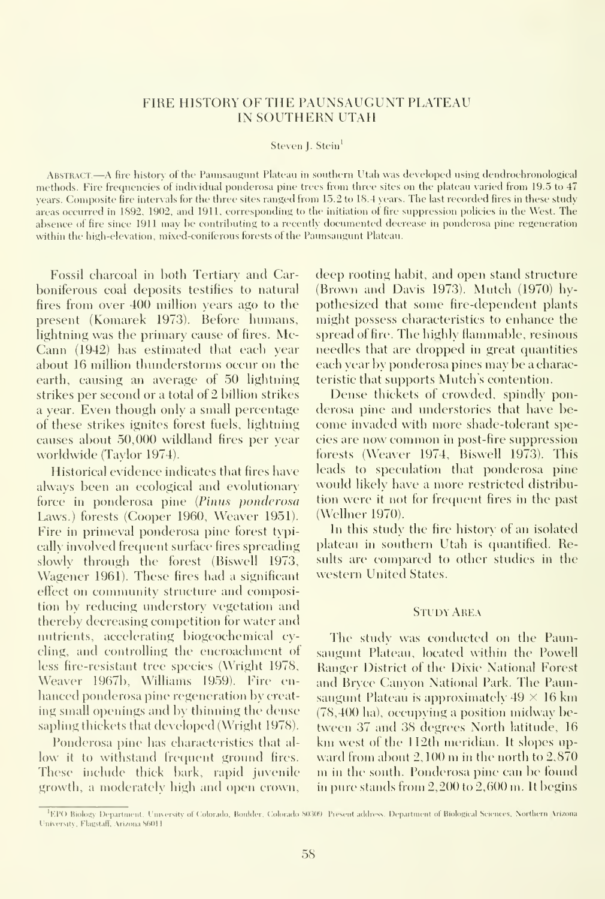# FIRE HISTORY OF THE PAUNSAUGUNT PLATEAU IN SOUTHERN UTAH

Steven J. Stein[1]

ABSTRACT.—A fire history of the Paunsaugunt Plateau in southern Utah was developed using dendrochronological methods. Fire frequencies of individual ponderosa pine trees from three sites on the plateau varied from 19.5 to 47 years. Composite fire intervals for the three sites ranged from 15.2 to 18.4 years. The last recorded fires in these study areas occurred in 1892, 1902, and 1911, corresponding to the initiation of fire suppression policies in the West. The absence of fire since 1911 may be contributing to a recently documented decrease in ponderosa pine regeneration within the high-elevation, mixed-coniferous forests of the Paunsaugunt Plateau.

Fossil charcoal in both Tertiary and Carboniferous coal deposits testifies to natural fires from over 400 million years ago to the present (Komarek 1973). Before humans, lightning was the primary cause of fires. McCann (1942) has estimated that each year about 16 million thunderstorms occur on the earth, causing an average of 50 lightning strikes per second or a total of 2 billion strikes a year. Even though only a small percentage of these strikes ignites forest fuels, lightning causes about 50,000 wildland fires per year worldwide (Taylor 1974).

Historical evidence indicates that fires have always been an ecological and evolutionary force in ponderosa pine (*Pinus ponderosa* Laws.) forests (Cooper 1960, Weaver 1951). Fire in primeval ponderosa pine forest typically involved frequent surface fires spreading slowly through the forest (Biswell 1973, Wagener 1961). These fires had a significant effect on community structure and composition by reducing understory vegetation and thereby decreasing competition for water and nutrients, accelerating biogeochemical cycling, and controlling the encroachment of less fire-resistant tree species (Wright 1978, Weaver 1967b, Williams 1959). Fire enhanced ponderosa pine regeneration by creating small openings and by thinning the dense sapling thickets that developed (Wright 1978).

Ponderosa pine has characteristics that allow it to withstand frequent ground fires. These include thick bark, rapid juvenile growth, a moderately high and open crown, deep rooting habit, and open stand structure (Brown and Davis 1973). Mutch (1970) hypothesized that some fire-dependent plants might possess characteristics to enhance the spread of fire. The highly flammable, resinous needles that are dropped in great quantities each year by ponderosa pines may be a characteristic that supports Mutch's contention.

Dense thickets of crowded, spindly ponderosa pine and understories that have become invaded with more shade-tolerant species are now common in post-fire suppression forests (Weaver 1974, Biswell 1973). This leads to speculation that ponderosa pine would likely have a more restricted distribution were it not for frequent fires in the past (Wellner 1970).

In this study the fire history of an isolated plateau in southern Utah is quantified. Results are compared to other studies in the western United States.

## STUDY AREA

The study was conducted on the Paunsaugunt Plateau, located within the Powell Ranger District of the Dixie National Forest and Bryce Canyon National Park. The Paunsaugunt Plateau is approximately 49 × 16 km (78,400 ha), occupying a position midway between 37 and 38 degrees North latitude, 16 km west of the 112th meridian. It slopes upward from about 2,100 m in the north to 2,870 m in the south. Ponderosa pine can be found in pure stands from 2,200 to 2,600 m. It begins

[1]EPO Biology Department, University of Colorado, Boulder, Colorado 80309. Present address: Department of Biological Sciences, Northern Arizona University, Flagstaff, Arizona 86011.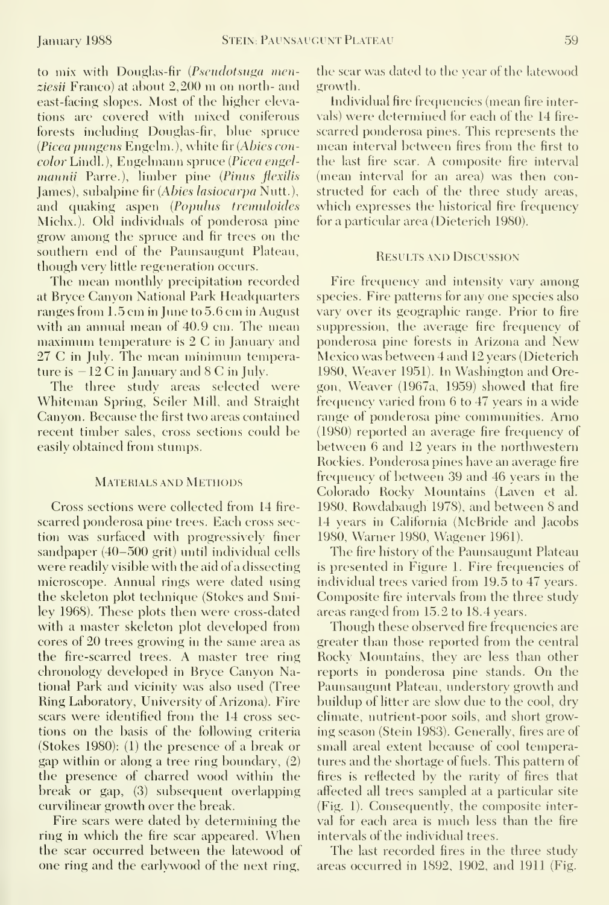to mix with Douglas-fir (*Pseudotsuga menziesii* Franco) at about 2,200 m on north- and east-facing slopes. Most of the higher elevations are covered with mixed coniferous forests including Douglas-fir, blue spruce (*Picea pungens* Engelm.), white fir (*Abies concolor* Lindl.), Engelmann spruce (*Picea engelmannii* Parre.), limber pine (*Pinus flexilis* James), subalpine fir (*Abies lasiocarpa* Nutt.), and quaking aspen (*Populus tremuloides* Michx.). Old individuals of ponderosa pine grow among the spruce and fir trees on the southern end of the Paunsaugunt Plateau, though very little regeneration occurs.

The mean monthly precipitation recorded at Bryce Canyon National Park Headquarters ranges from 1.5 cm in June to 5.6 cm in August with an annual mean of 40.9 cm. The mean maximum temperature is 2 C in January and 27 C in July. The mean minimum temperature is −12 C in January and 8 C in July.

The three study areas selected were Whiteman Spring, Seiler Mill, and Straight Canyon. Because the first two areas contained recent timber sales, cross sections could be easily obtained from stumps.

## Materials and Methods

Cross sections were collected from 14 fire-scarred ponderosa pine trees. Each cross section was surfaced with progressively finer sandpaper (40–500 grit) until individual cells were readily visible with the aid of a dissecting microscope. Annual rings were dated using the skeleton plot technique (Stokes and Smiley 1968). These plots then were cross-dated with a master skeleton plot developed from cores of 20 trees growing in the same area as the fire-scarred trees. A master tree ring chronology developed in Bryce Canyon National Park and vicinity was also used (Tree Ring Laboratory, University of Arizona). Fire scars were identified from the 14 cross sections on the basis of the following criteria (Stokes 1980): (1) the presence of a break or gap within or along a tree ring boundary, (2) the presence of charred wood within the break or gap, (3) subsequent overlapping curvilinear growth over the break.

Fire scars were dated by determining the ring in which the fire scar appeared. When the scar occurred between the latewood of one ring and the earlywood of the next ring, the scar was dated to the year of the latewood growth.

Individual fire frequencies (mean fire intervals) were determined for each of the 14 fire-scarred ponderosa pines. This represents the mean interval between fires from the first to the last fire scar. A composite fire interval (mean interval for an area) was then constructed for each of the three study areas, which expresses the historical fire frequency for a particular area (Dieterich 1980).

## Results and Discussion

Fire frequency and intensity vary among species. Fire patterns for any one species also vary over its geographic range. Prior to fire suppression, the average fire frequency of ponderosa pine forests in Arizona and New Mexico was between 4 and 12 years (Dieterich 1980, Weaver 1951). In Washington and Oregon, Weaver (1967a, 1959) showed that fire frequency varied from 6 to 47 years in a wide range of ponderosa pine communities. Arno (1980) reported an average fire frequency of between 6 and 12 years in the northwestern Rockies. Ponderosa pines have an average fire frequency of between 39 and 46 years in the Colorado Rocky Mountains (Laven et al. 1980, Rowdabaugh 1978), and between 8 and 14 years in California (McBride and Jacobs 1980, Warner 1980, Wagener 1961).

The fire history of the Paunsaugunt Plateau is presented in Figure 1. Fire frequencies of individual trees varied from 19.5 to 47 years. Composite fire intervals from the three study areas ranged from 15.2 to 18.4 years.

Though these observed fire frequencies are greater than those reported from the central Rocky Mountains, they are less than other reports in ponderosa pine stands. On the Paunsaugunt Plateau, understory growth and buildup of litter are slow due to the cool, dry climate, nutrient-poor soils, and short growing season (Stein 1983). Generally, fires are of small areal extent because of cool temperatures and the shortage of fuels. This pattern of fires is reflected by the rarity of fires that affected all trees sampled at a particular site (Fig. 1). Consequently, the composite interval for each area is much less than the fire intervals of the individual trees.

The last recorded fires in the three study areas occurred in 1892, 1902, and 1911 (Fig.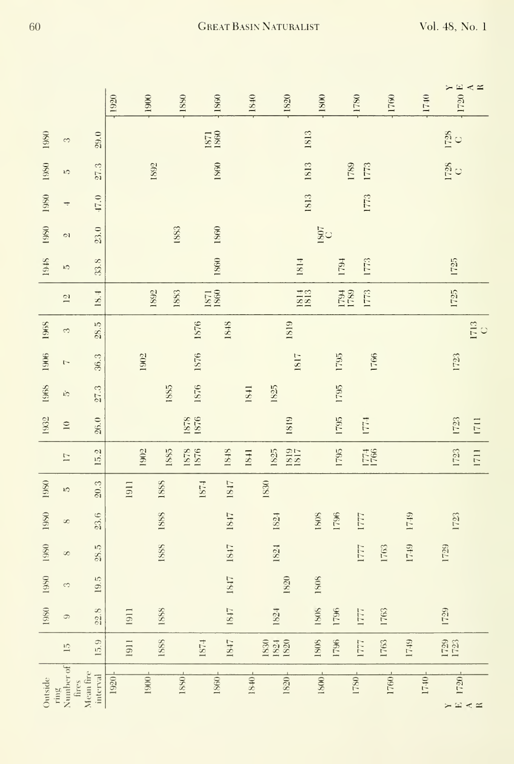| Outside ring | Number of fires | Mean fire interval | Fire years |
|---|---|---|---|
| | 15 | 15.9 | 1911, 1888, 1874, 1847, 1830, 1824, 1820, 1808, 1796, 1777, 1763, 1749, 1729, 1723 |
| 1980 | 9 | 22.8 | 1911, 1888, 1847, 1824, 1808, 1796, 1777, 1763, 1729 |
| 1980 | 3 | 19.5 | 1847, 1820, 1808 |
| 1980 | 8 | 28.5 | 1888, 1847, 1824, 1777, 1763, 1749, 1729 |
| 1980 | 8 | 23.6 | 1888, 1847, 1824, 1808, 1796, 1777, 1749, 1723 |
| 1980 | 5 | 20.3 | 1911, 1888, 1874, 1847, 1830 |
| | 17 | 15.2 | 1902, 1885, 1878, 1876, 1848, 1841, 1825, 1819, 1817, 1795, 1774, 1766, 1723, 1711 |
| 1932 | 10 | 26.0 | 1878, 1876, 1819, 1795, 1774, 1723, 1711 |
| 1968 | 5 | 27.3 | 1885, 1876, 1841, 1825, 1795 |
| 1906 | 7 | 36.3 | 1902, 1876, 1817, 1795, 1766, 1723 |
| 1968 | 3 | 28.5 | 1876, 1848, 1819, 1713 C |
| | 12 | 18.4 | 1892, 1883, 1871, 1860, 1814, 1813, 1794, 1789, 1773, 1725 |
| 1948 | 5 | 33.8 | 1860, 1814, 1794, 1773, 1725 |
| 1980 | 2 | 23.0 | 1883, 1860, 1807 C |
| 1980 | 4 | 47.0 | 1813, 1773 |
| 1980 | 5 | 27.3 | 1892, 1860, 1813, 1789, 1773, 1728 C |
| 1980 | 3 | 29.0 | 1871, 1860, 1813, 1728 C |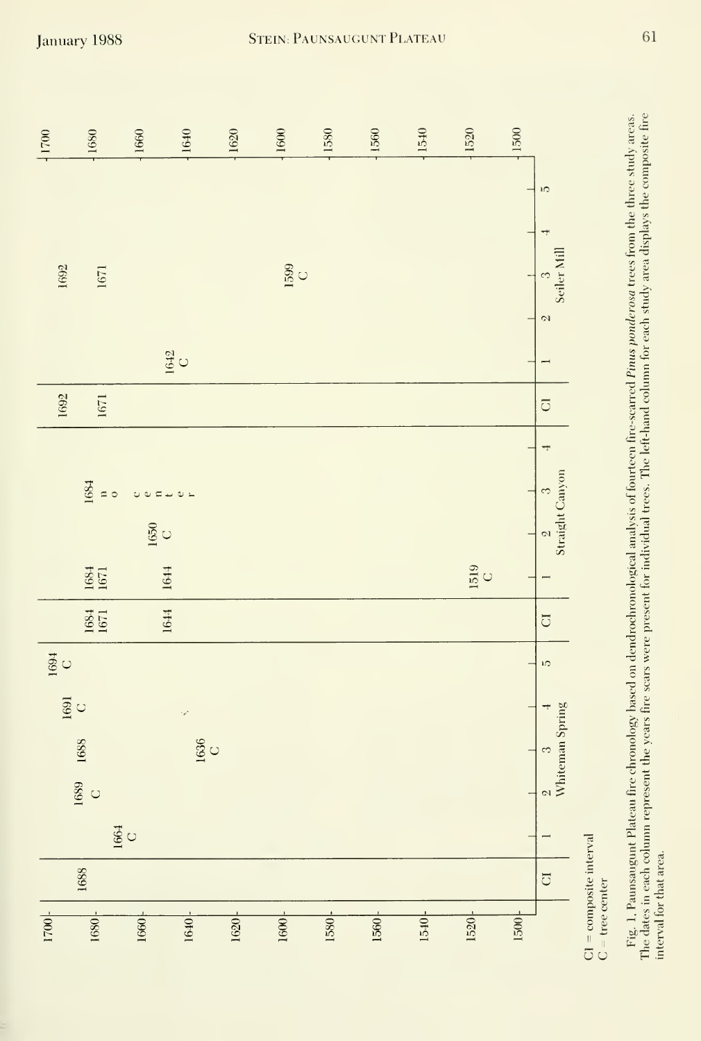| Study area | Column | Dates |
|---|---|---|
| Whiteman Spring | CI | 1688 |
| Whiteman Spring | 1 | 1664 C |
| Whiteman Spring | 2 | 1689 C |
| Whiteman Spring | 3 | 1688, 1636 C |
| Whiteman Spring | 4 | 1691 C |
| Whiteman Spring | 5 | 1694 C |
| Straight Canyon | CI | 1684, 1671, 1644 |
| Straight Canyon | 1 | 1684, 1671, 1644, 1519 C |
| Straight Canyon | 2 | 1650 C |
| Straight Canyon | 3 | 1684 no center |
| Straight Canyon | 4 | |
| Seiler Mill | CI | 1692, 1671 |
| Seiler Mill | 1 | 1642 C |
| Seiler Mill | 2 | |
| Seiler Mill | 3 | 1692, 1671, 1599 C |
| Seiler Mill | 4 | |
| Seiler Mill | 5 | |

CI = composite interval
C = tree center

Fig. 1. Paunsaugunt Plateau fire chronology based on dendrochronological analysis of fourteen fire-scarred *Pinus ponderosa* trees from the three study areas. The dates in each column represent the years fire scars were present for individual trees. The left-hand column for each study area displays the composite fire interval for that area.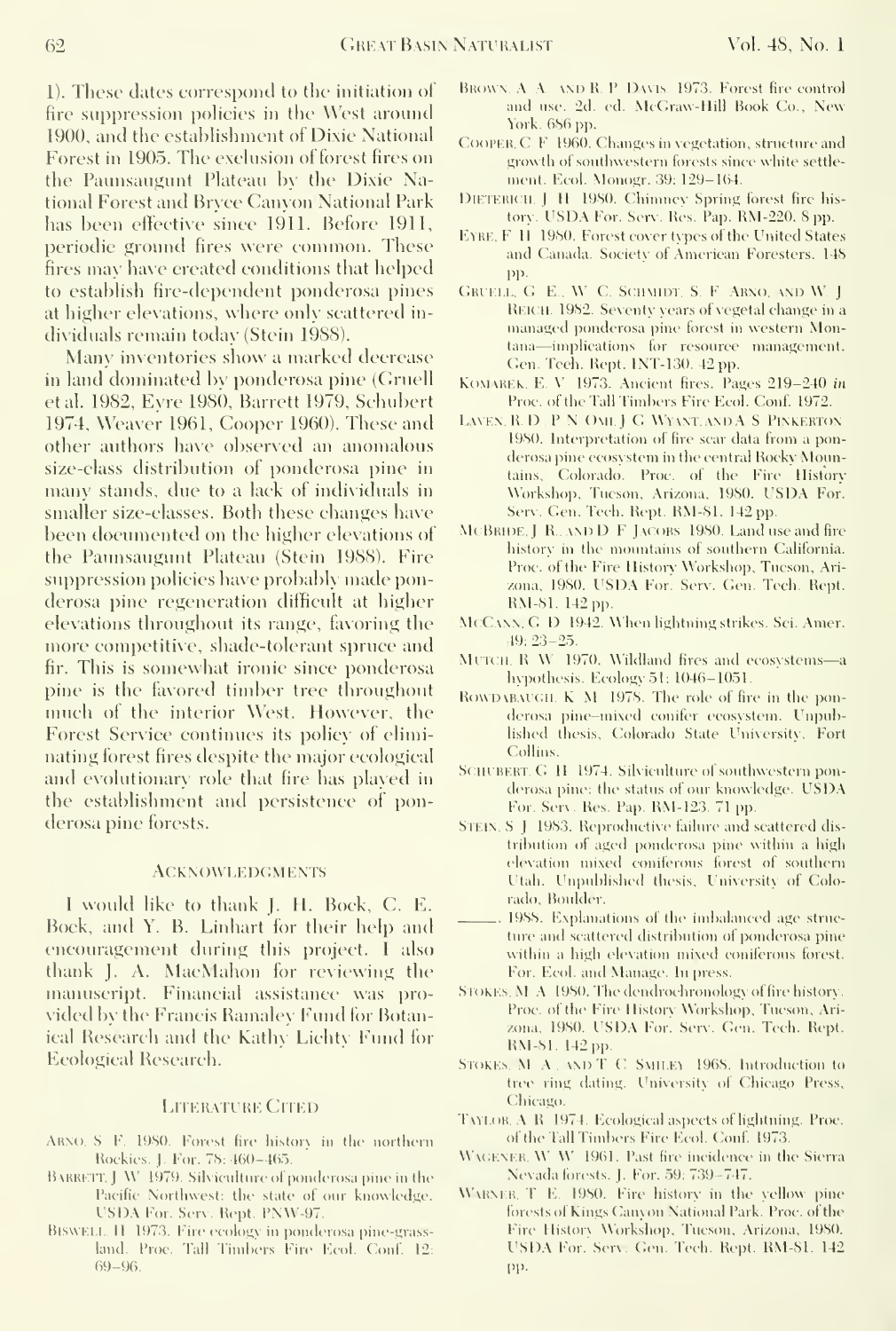1). These dates correspond to the initiation of fire suppression policies in the West around 1900, and the establishment of Dixie National Forest in 1905. The exclusion of forest fires on the Paunsaugunt Plateau by the Dixie National Forest and Bryce Canyon National Park has been effective since 1911. Before 1911, periodic ground fires were common. These fires may have created conditions that helped to establish fire-dependent ponderosa pines at higher elevations, where only scattered individuals remain today (Stein 1988).

Many inventories show a marked decrease in land dominated by ponderosa pine (Gruell et al. 1982, Eyre 1980, Barrett 1979, Schubert 1974, Weaver 1961, Cooper 1960). These and other authors have observed an anomalous size-class distribution of ponderosa pine in many stands, due to a lack of individuals in smaller size-classes. Both these changes have been documented on the higher elevations of the Paunsaugunt Plateau (Stein 1988). Fire suppression policies have probably made ponderosa pine regeneration difficult at higher elevations throughout its range, favoring the more competitive, shade-tolerant spruce and fir. This is somewhat ironic since ponderosa pine is the favored timber tree throughout much of the interior West. However, the Forest Service continues its policy of eliminating forest fires despite the major ecological and evolutionary role that fire has played in the establishment and persistence of ponderosa pine forests.

## Acknowledgments

I would like to thank J. H. Bock, C. E. Bock, and Y. B. Linhart for their help and encouragement during this project. I also thank J. A. MacMahon for reviewing the manuscript. Financial assistance was provided by the Francis Ramaley Fund for Botanical Research and the Kathy Lichty Fund for Ecological Research.

## Literature Cited

Arno, S. F. 1980. Forest fire history in the northern Rockies. J. For. 78: 460–465.

Barrett, J. W. 1979. Silviculture of ponderosa pine in the Pacific Northwest: the state of our knowledge. USDA For. Serv. Rept. PNW-97.

Biswell, H. 1973. Fire ecology in ponderosa pine-grassland. Proc. Tall Timbers Fire Ecol. Conf. 12: 69–96.

Brown, A. A., and R. P. Davis. 1973. Forest fire control and use. 2d. ed. McGraw-Hill Book Co., New York. 686 pp.

Cooper, C. F. 1960. Changes in vegetation, structure and growth of southwestern forests since white settlement. Ecol. Monogr. 39: 129–164.

Dieterich, J. H. 1980. Chimney Spring forest fire history. USDA For. Serv. Res. Pap. RM-220. 8 pp.

Eyre, F. H. 1980. Forest cover types of the United States and Canada. Society of American Foresters. 148 pp.

Gruell, G. E., W. C. Schmidt, S. F. Arno, and W. J. Reich. 1982. Seventy years of vegetal change in a managed ponderosa pine forest in western Montana—implications for resource management. Gen. Tech. Rept. INT-130. 42 pp.

Komarek, E. V. 1973. Ancient fires. Pages 219–240 *in* Proc. of the Tall Timbers Fire Ecol. Conf. 1972.

Laven, R. D., P. N. Omi, J. G. Wyant, and A. S. Pinkerton. 1980. Interpretation of fire scar data from a ponderosa pine ecosystem in the central Rocky Mountains, Colorado. Proc. of the Fire History Workshop, Tucson, Arizona, 1980. USDA For. Serv. Gen. Tech. Rept. RM-81. 142 pp.

McBride, J. R., and D. F. Jacobs. 1980. Land use and fire history in the mountains of southern California. Proc. of the Fire History Workshop, Tucson, Arizona, 1980. USDA For. Serv. Gen. Tech. Rept. RM-81. 142 pp.

McCann, G. D. 1942. When lightning strikes. Sci. Amer. 49: 23–25.

Mutch, R. W. 1970. Wildland fires and ecosystems—a hypothesis. Ecology 51: 1046–1051.

Rowdabaugh, K. M. 1978. The role of fire in the ponderosa pine–mixed conifer ecosystem. Unpublished thesis, Colorado State University, Fort Collins.

Schubert, G. H. 1974. Silviculture of southwestern ponderosa pine: the status of our knowledge. USDA For. Serv. Res. Pap. RM-123. 71 pp.

Stein, S. J. 1983. Reproductive failure and scattered distribution of aged ponderosa pine within a high elevation mixed coniferous forest of southern Utah. Unpublished thesis, University of Colorado, Boulder.

———. 1988. Explanations of the imbalanced age structure and scattered distribution of ponderosa pine within a high elevation mixed coniferous forest. For. Ecol. and Manage. In press.

Stokes, M. A. 1980. The dendrochronology of fire history. Proc. of the Fire History Workshop, Tucson, Arizona, 1980. USDA For. Serv. Gen. Tech. Rept. RM-81. 142 pp.

Stokes, M. A., and T. C. Smiley. 1968. Introduction to tree ring dating. University of Chicago Press, Chicago.

Taylor, A. R. 1974. Ecological aspects of lightning. Proc. of the Tall Timbers Fire Ecol. Conf. 1973.

Wagener, W. W. 1961. Past fire incidence in the Sierra Nevada forests. J. For. 59: 739–747.

Warner, T. E. 1980. Fire history in the yellow pine forests of Kings Canyon National Park. Proc. of the Fire History Workshop, Tucson, Arizona, 1980. USDA For. Serv. Gen. Tech. Rept. RM-81. 142 pp.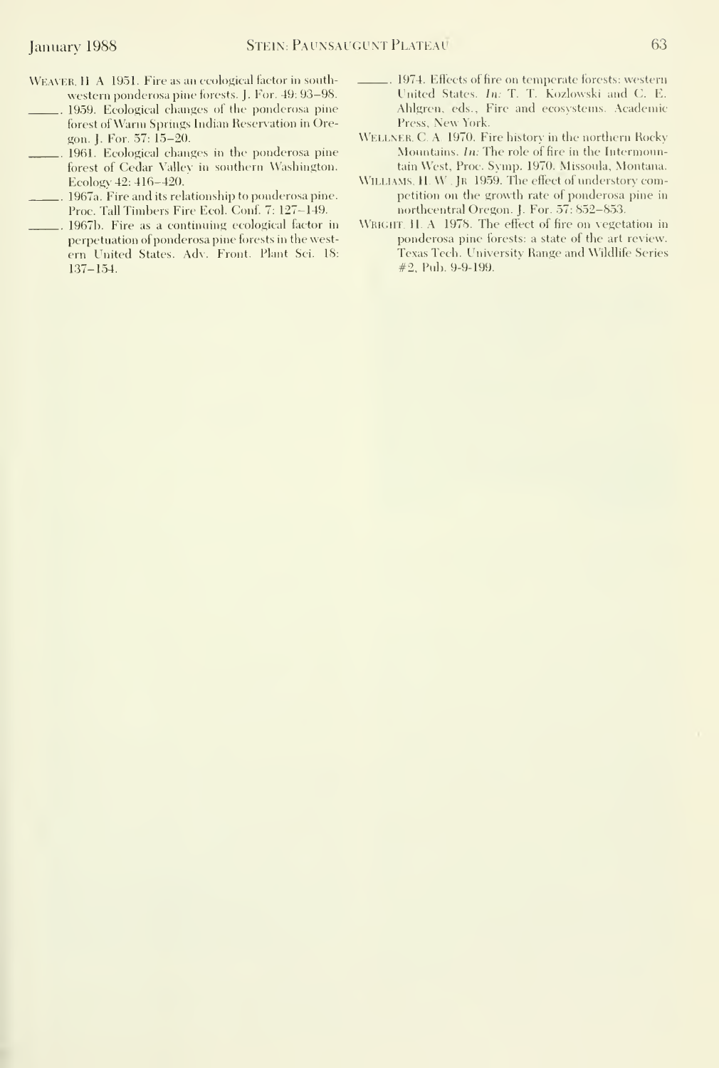WEAVER, H. A. 1951. Fire as an ecological factor in southwestern ponderosa pine forests. J. For. 49: 93–98.

_____. 1959. Ecological changes of the ponderosa pine forest of Warm Springs Indian Reservation in Oregon. J. For. 57: 15–20.

_____. 1961. Ecological changes in the ponderosa pine forest of Cedar Valley in southern Washington. Ecology 42: 416–420.

_____. 1967a. Fire and its relationship to ponderosa pine. Proc. Tall Timbers Fire Ecol. Conf. 7: 127–149.

_____. 1967b. Fire as a continuing ecological factor in perpetuation of ponderosa pine forests in the western United States. Adv. Front. Plant Sci. 18: 137–154.

_____. 1974. Effects of fire on temperate forests: western United States. *In:* T. T. Kozlowski and C. E. Ahlgren, eds., Fire and ecosystems. Academic Press, New York.

WELLNER, C. A. 1970. Fire history in the northern Rocky Mountains. *In:* The role of fire in the Intermountain West, Proc. Symp. 1970. Missoula, Montana.

WILLIAMS, H. W., JR. 1959. The effect of understory competition on the growth rate of ponderosa pine in northcentral Oregon. J. For. 57: 852–853.

WRIGHT, H. A. 1978. The effect of fire on vegetation in ponderosa pine forests: a state of the art review. Texas Tech. University Range and Wildlife Series #2, Pub. 9-9-199.